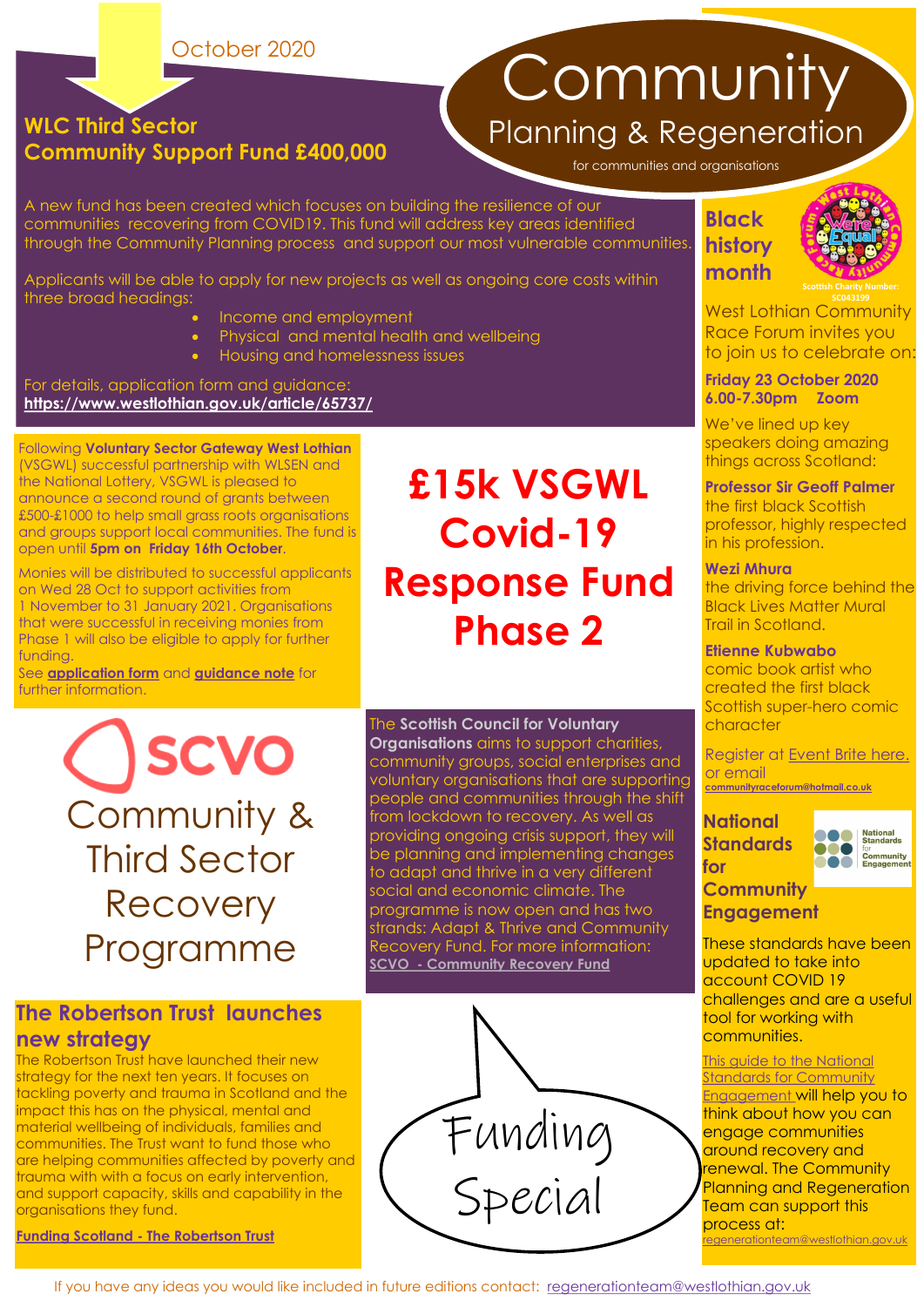October 2020

# Community

## Planning & Regeneration

for communities and organisations

## WLC Third Sector Community Support Fund £400,000

A new fund has been created which focuses on building the resilience of our communities recovering from COVID19. This fund will address key areas identified through the Community Planning process and support our most vulnerable communities.

Applicants will be able to apply for new projects as well as ongoing core costs within three broad headings:

- Income and employment
- Physical and mental health and wellbeing
- Housing and homelessness issues

For details, application form and guidance:
**https://www.westlothian.gov.uk/article/65737/**

## £15k VSGWL Covid-19 Response Fund Phase 2

Following **Voluntary Sector Gateway West Lothian** (VSGWL) successful partnership with WLSEN and the National Lottery, VSGWL is pleased to announce a second round of grants between £500-£1000 to help small grass roots organisations and groups support local communities. The fund is open until **5pm on Friday 16th October**.

Monies will be distributed to successful applicants on Wed 28 Oct to support activities from 1 November to 31 January 2021. Organisations that were successful in receiving monies from Phase 1 will also be eligible to apply for further funding.

See **application form** and **guidance note** for further information.

## SCVO Community & Third Sector Recovery Programme

The **Scottish Council for Voluntary Organisations** aims to support charities, community groups, social enterprises and voluntary organisations that are supporting people and communities through the shift from lockdown to recovery. As well as providing ongoing crisis support, they will be planning and implementing changes to adapt and thrive in a very different social and economic climate. The programme is now open and has two strands: Adapt & Thrive and Community Recovery Fund. For more information: **SCVO - Community Recovery Fund**

## The Robertson Trust launches new strategy

The Robertson Trust have launched their new strategy for the next ten years. It focuses on tackling poverty and trauma in Scotland and the impact this has on the physical, mental and material wellbeing of individuals, families and communities. The Trust want to fund those who are helping communities affected by poverty and trauma with with a focus on early intervention, and support capacity, skills and capability in the organisations they fund.

**Funding Scotland - The Robertson Trust**

Funding Special

## Black history month

West Lothian Community Race Forum — We're Equal — Scottish Charity Number: SC043199

West Lothian Community Race Forum invites you to join us to celebrate on:

**Friday 23 October 2020**
**6.00-7.30pm Zoom**

We've lined up key speakers doing amazing things across Scotland:

**Professor Sir Geoff Palmer**
the first black Scottish professor, highly respected in his profession.

**Wezi Mhura**
the driving force behind the Black Lives Matter Mural Trail in Scotland.

**Etienne Kubwabo**
comic book artist who created the first black Scottish super-hero comic character

Register at Event Brite here. or email
communityraceforum@hotmail.co.uk

## National Standards for Community Engagement

These standards have been updated to take into account COVID 19 challenges and are a useful tool for working with communities.

This guide to the National Standards for Community Engagement will help you to think about how you can engage communities around recovery and renewal. The Community Planning and Regeneration Team can support this process at:
regenerationteam@westlothian.gov.uk

If you have any ideas you would like included in future editions contact: regenerationteam@westlothian.gov.uk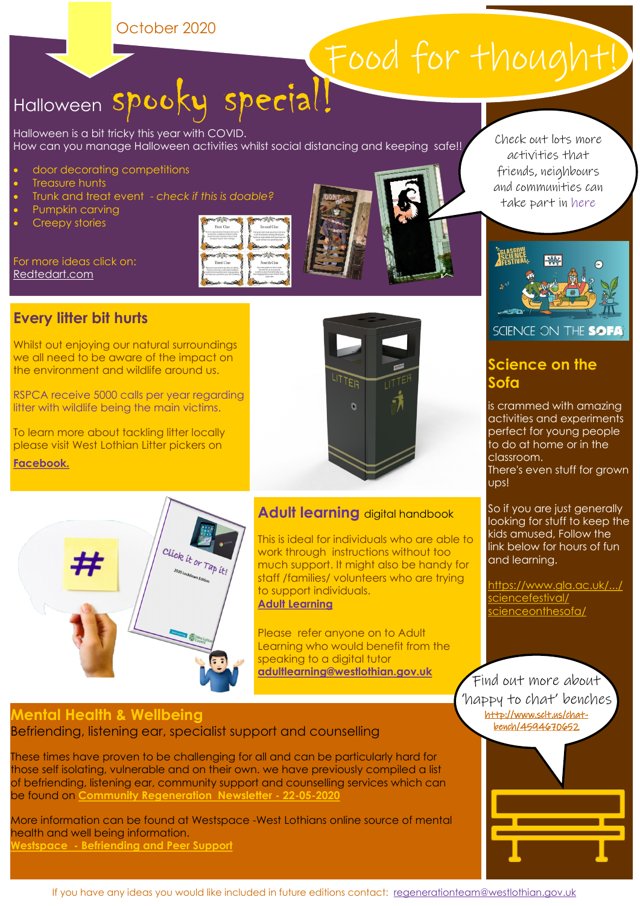October 2020

# Food for thought!

## Halloween spooky special!

Halloween is a bit tricky this year with COVID.
How can you manage Halloween activities whilst social distancing and keeping safe!!

- door decorating competitions
- Treasure hunts
- Trunk and treat event - *check if this is doable?*
- Pumpkin carving
- Creepy stories

For more ideas click on:
Redtedart.com

Check out lots more activities that friends, neighbours and communities can take part in here

## Every litter bit hurts

Whilst out enjoying our natural surroundings we all need to be aware of the impact on the environment and wildlife around us.

RSPCA receive 5000 calls per year regarding litter with wildlife being the main victims.

To learn more about tackling litter locally please visit West Lothian Litter pickers on

**Facebook.**

## Adult learning digital handbook

This is ideal for individuals who are able to work through instructions without too much support. It might also be handy for staff /families/ volunteers who are trying to support individuals.
**Adult Learning**

Please refer anyone on to Adult Learning who would benefit from the speaking to a digital tutor
**adultlearning@westlothian.gov.uk**

## Science on the Sofa

is crammed with amazing activities and experiments perfect for young people to do at home or in the classroom.
There's even stuff for grown ups!

So if you are just generally looking for stuff to keep the kids amused, Follow the link below for hours of fun and learning.

https://www.gla.ac.uk/.../sciencefestival/scienceonthesofa/

Find out more about 'happy to chat' benches
http://www.sclt.us/chat-bench/4594670652

## Mental Health & Wellbeing

Befriending, listening ear, specialist support and counselling

These times have proven to be challenging for all and can be particularly hard for those self isolating, vulnerable and on their own. we have previously compiled a list of befriending, listening ear, community support and counselling services which can be found on **Community Regeneration Newsletter - 22-05-2020**

More information can be found at Westspace -West Lothians online source of mental health and well being information.
**Westspace - Befriending and Peer Support**

If you have any ideas you would like included in future editions contact: regenerationteam@westlothian.gov.uk